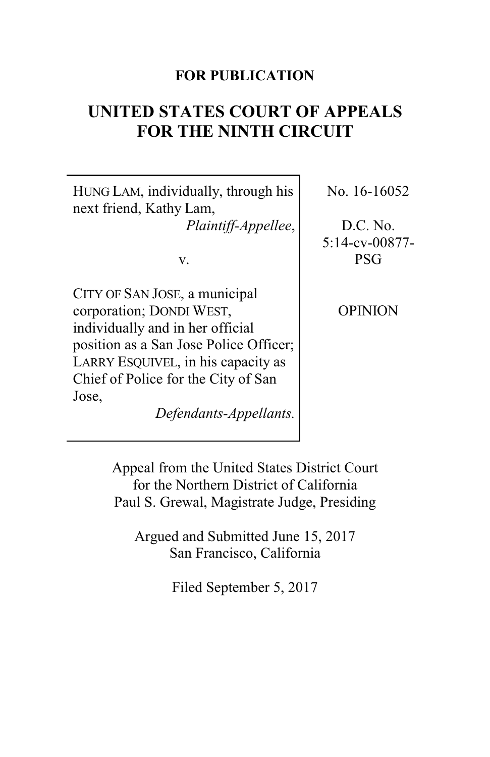**FOR PUBLICATION**

# UNITED STATES COURT OF APPEALS FOR THE NINTH CIRCUIT

| | |
|---|---|
| HUNG LAM, individually, through his next friend, Kathy Lam,<br>*Plaintiff-Appellee*,<br><br>v.<br><br>CITY OF SAN JOSE, a municipal corporation; DONDI WEST, individually and in her official position as a San Jose Police Officer; LARRY ESQUIVEL, in his capacity as Chief of Police for the City of San Jose,<br>*Defendants-Appellants.* | No. 16-16052<br><br>D.C. No. 5:14-cv-00877-PSG<br><br>OPINION |

Appeal from the United States District Court for the Northern District of California
Paul S. Grewal, Magistrate Judge, Presiding

Argued and Submitted June 15, 2017
San Francisco, California

Filed September 5, 2017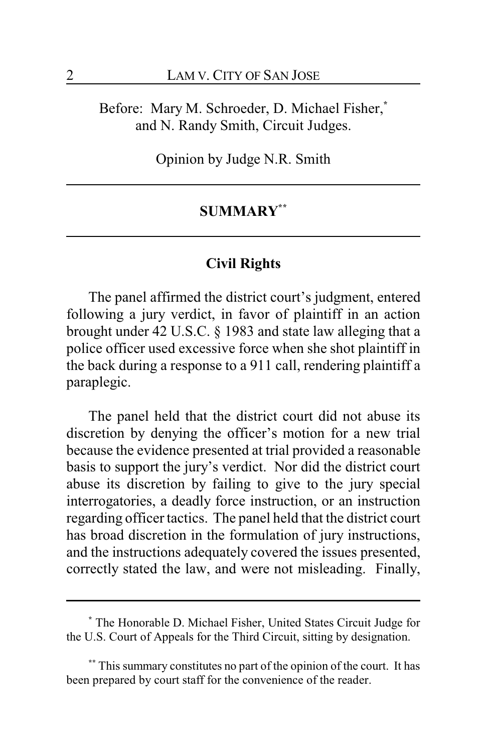Before: Mary M. Schroeder, D. Michael Fisher,[*] and N. Randy Smith, Circuit Judges.

Opinion by Judge N.R. Smith

## SUMMARY[**]

### Civil Rights

The panel affirmed the district court's judgment, entered following a jury verdict, in favor of plaintiff in an action brought under 42 U.S.C. § 1983 and state law alleging that a police officer used excessive force when she shot plaintiff in the back during a response to a 911 call, rendering plaintiff a paraplegic.

The panel held that the district court did not abuse its discretion by denying the officer's motion for a new trial because the evidence presented at trial provided a reasonable basis to support the jury's verdict. Nor did the district court abuse its discretion by failing to give to the jury special interrogatories, a deadly force instruction, or an instruction regarding officer tactics. The panel held that the district court has broad discretion in the formulation of jury instructions, and the instructions adequately covered the issues presented, correctly stated the law, and were not misleading. Finally,

---

[*] The Honorable D. Michael Fisher, United States Circuit Judge for the U.S. Court of Appeals for the Third Circuit, sitting by designation.

[**] This summary constitutes no part of the opinion of the court. It has been prepared by court staff for the convenience of the reader.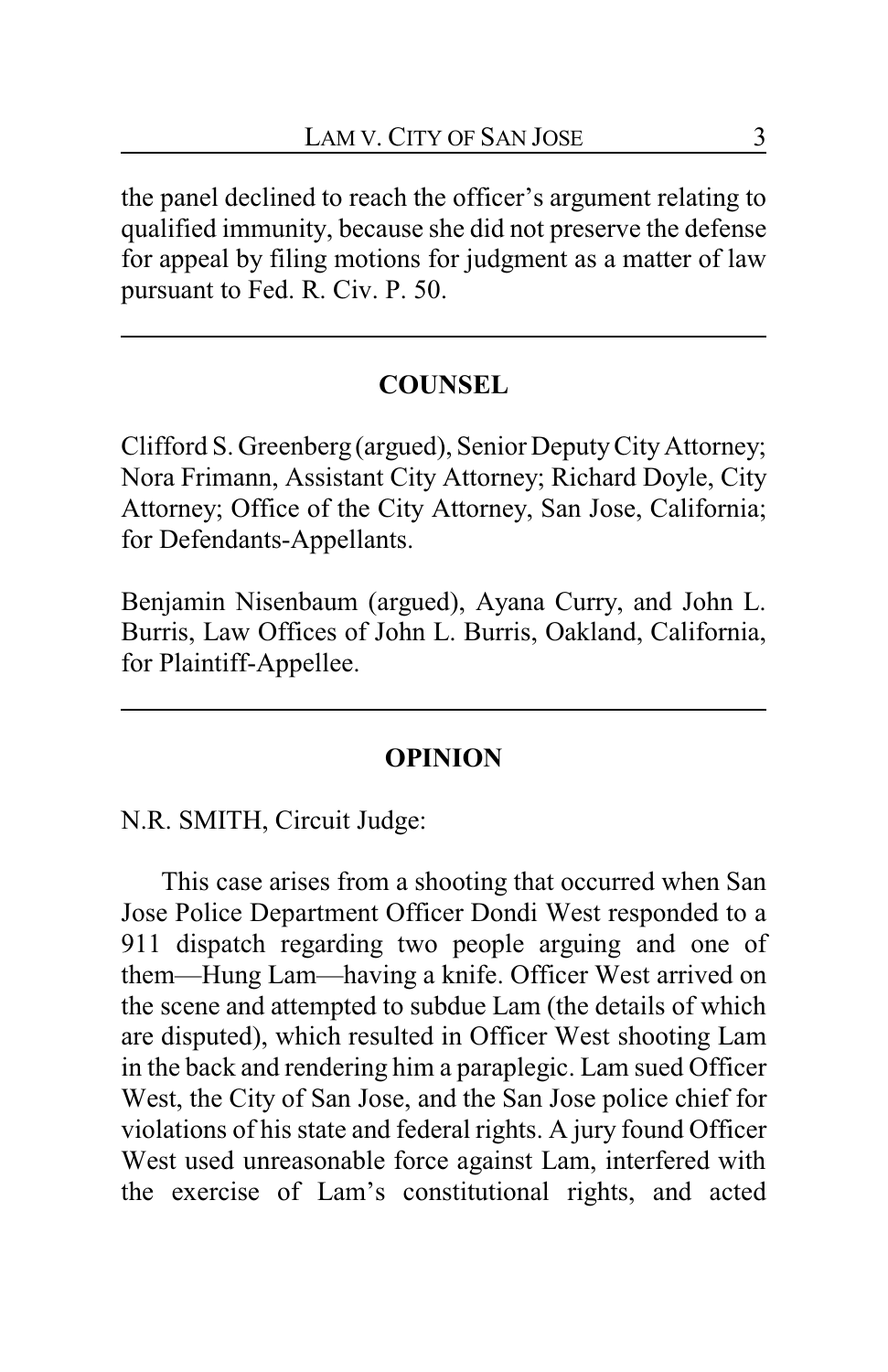the panel declined to reach the officer's argument relating to qualified immunity, because she did not preserve the defense for appeal by filing motions for judgment as a matter of law pursuant to Fed. R. Civ. P. 50.

---

## COUNSEL

Clifford S. Greenberg (argued), Senior Deputy City Attorney; Nora Frimann, Assistant City Attorney; Richard Doyle, City Attorney; Office of the City Attorney, San Jose, California; for Defendants-Appellants.

Benjamin Nisenbaum (argued), Ayana Curry, and John L. Burris, Law Offices of John L. Burris, Oakland, California, for Plaintiff-Appellee.

---

## OPINION

N.R. SMITH, Circuit Judge:

This case arises from a shooting that occurred when San Jose Police Department Officer Dondi West responded to a 911 dispatch regarding two people arguing and one of them—Hung Lam—having a knife. Officer West arrived on the scene and attempted to subdue Lam (the details of which are disputed), which resulted in Officer West shooting Lam in the back and rendering him a paraplegic. Lam sued Officer West, the City of San Jose, and the San Jose police chief for violations of his state and federal rights. A jury found Officer West used unreasonable force against Lam, interfered with the exercise of Lam's constitutional rights, and acted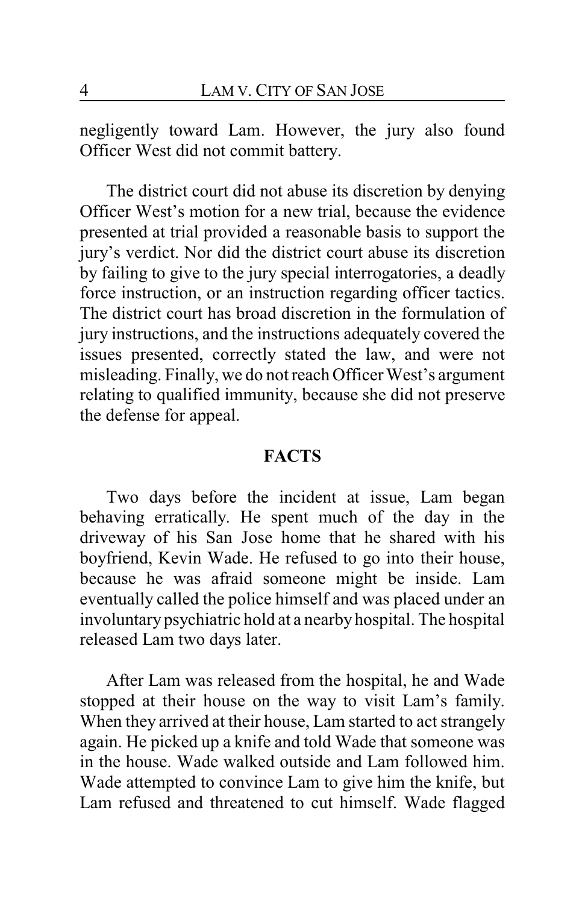negligently toward Lam. However, the jury also found Officer West did not commit battery.

The district court did not abuse its discretion by denying Officer West's motion for a new trial, because the evidence presented at trial provided a reasonable basis to support the jury's verdict. Nor did the district court abuse its discretion by failing to give to the jury special interrogatories, a deadly force instruction, or an instruction regarding officer tactics. The district court has broad discretion in the formulation of jury instructions, and the instructions adequately covered the issues presented, correctly stated the law, and were not misleading. Finally, we do not reach Officer West's argument relating to qualified immunity, because she did not preserve the defense for appeal.

## FACTS

Two days before the incident at issue, Lam began behaving erratically. He spent much of the day in the driveway of his San Jose home that he shared with his boyfriend, Kevin Wade. He refused to go into their house, because he was afraid someone might be inside. Lam eventually called the police himself and was placed under an involuntary psychiatric hold at a nearby hospital. The hospital released Lam two days later.

After Lam was released from the hospital, he and Wade stopped at their house on the way to visit Lam's family. When they arrived at their house, Lam started to act strangely again. He picked up a knife and told Wade that someone was in the house. Wade walked outside and Lam followed him. Wade attempted to convince Lam to give him the knife, but Lam refused and threatened to cut himself. Wade flagged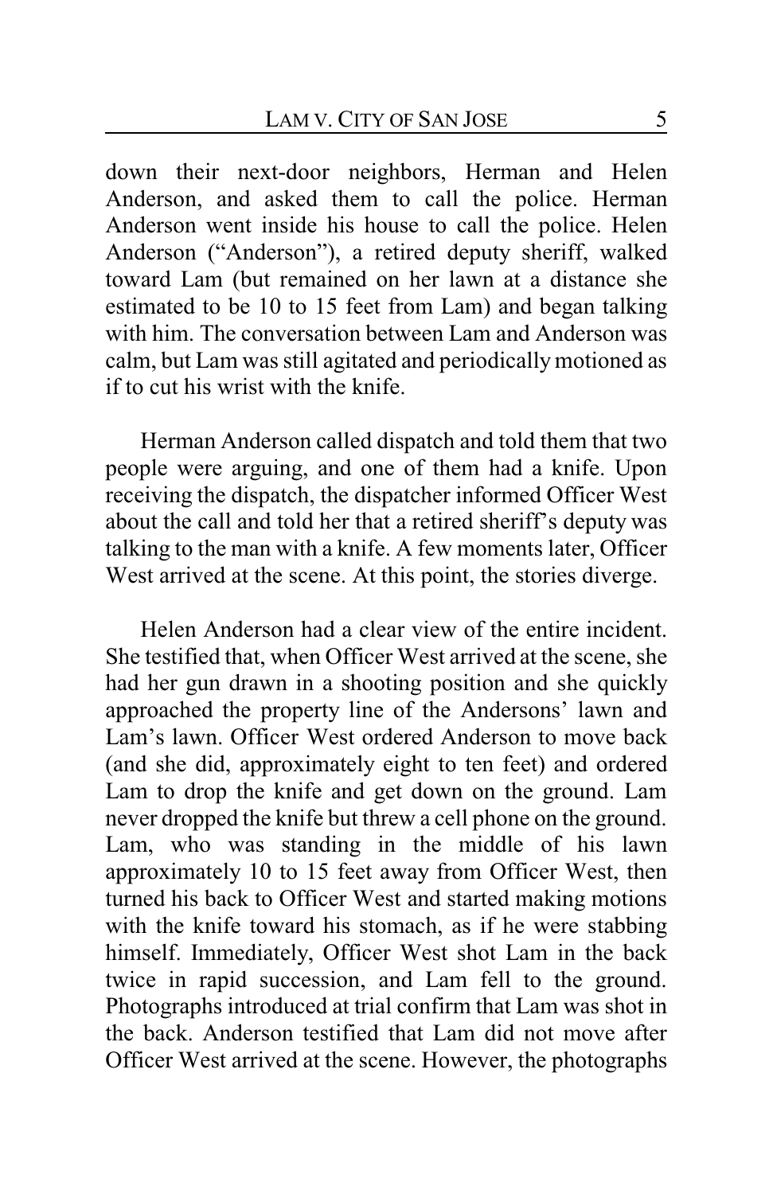down their next-door neighbors, Herman and Helen Anderson, and asked them to call the police. Herman Anderson went inside his house to call the police. Helen Anderson ("Anderson"), a retired deputy sheriff, walked toward Lam (but remained on her lawn at a distance she estimated to be 10 to 15 feet from Lam) and began talking with him. The conversation between Lam and Anderson was calm, but Lam was still agitated and periodically motioned as if to cut his wrist with the knife.

Herman Anderson called dispatch and told them that two people were arguing, and one of them had a knife. Upon receiving the dispatch, the dispatcher informed Officer West about the call and told her that a retired sheriff's deputy was talking to the man with a knife. A few moments later, Officer West arrived at the scene. At this point, the stories diverge.

Helen Anderson had a clear view of the entire incident. She testified that, when Officer West arrived at the scene, she had her gun drawn in a shooting position and she quickly approached the property line of the Andersons' lawn and Lam's lawn. Officer West ordered Anderson to move back (and she did, approximately eight to ten feet) and ordered Lam to drop the knife and get down on the ground. Lam never dropped the knife but threw a cell phone on the ground. Lam, who was standing in the middle of his lawn approximately 10 to 15 feet away from Officer West, then turned his back to Officer West and started making motions with the knife toward his stomach, as if he were stabbing himself. Immediately, Officer West shot Lam in the back twice in rapid succession, and Lam fell to the ground. Photographs introduced at trial confirm that Lam was shot in the back. Anderson testified that Lam did not move after Officer West arrived at the scene. However, the photographs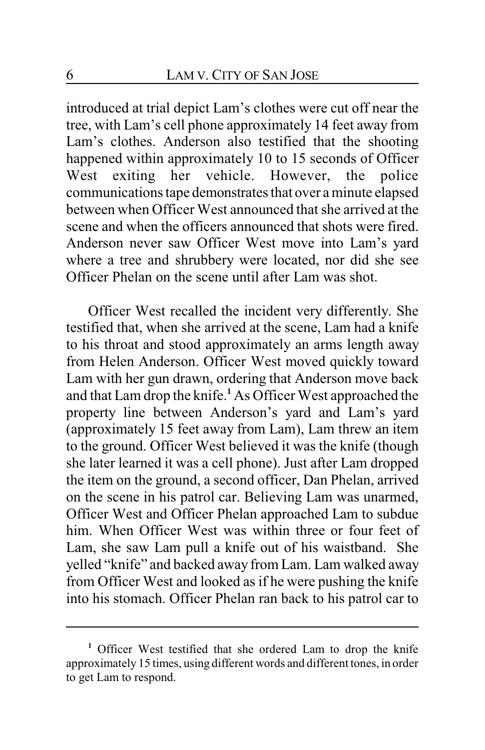introduced at trial depict Lam's clothes were cut off near the tree, with Lam's cell phone approximately 14 feet away from Lam's clothes. Anderson also testified that the shooting happened within approximately 10 to 15 seconds of Officer West exiting her vehicle. However, the police communications tape demonstrates that over a minute elapsed between when Officer West announced that she arrived at the scene and when the officers announced that shots were fired. Anderson never saw Officer West move into Lam's yard where a tree and shrubbery were located, nor did she see Officer Phelan on the scene until after Lam was shot.

Officer West recalled the incident very differently. She testified that, when she arrived at the scene, Lam had a knife to his throat and stood approximately an arms length away from Helen Anderson. Officer West moved quickly toward Lam with her gun drawn, ordering that Anderson move back and that Lam drop the knife.[1] As Officer West approached the property line between Anderson's yard and Lam's yard (approximately 15 feet away from Lam), Lam threw an item to the ground. Officer West believed it was the knife (though she later learned it was a cell phone). Just after Lam dropped the item on the ground, a second officer, Dan Phelan, arrived on the scene in his patrol car. Believing Lam was unarmed, Officer West and Officer Phelan approached Lam to subdue him. When Officer West was within three or four feet of Lam, she saw Lam pull a knife out of his waistband. She yelled "knife" and backed away from Lam. Lam walked away from Officer West and looked as if he were pushing the knife into his stomach. Officer Phelan ran back to his patrol car to

[1] Officer West testified that she ordered Lam to drop the knife approximately 15 times, using different words and different tones, in order to get Lam to respond.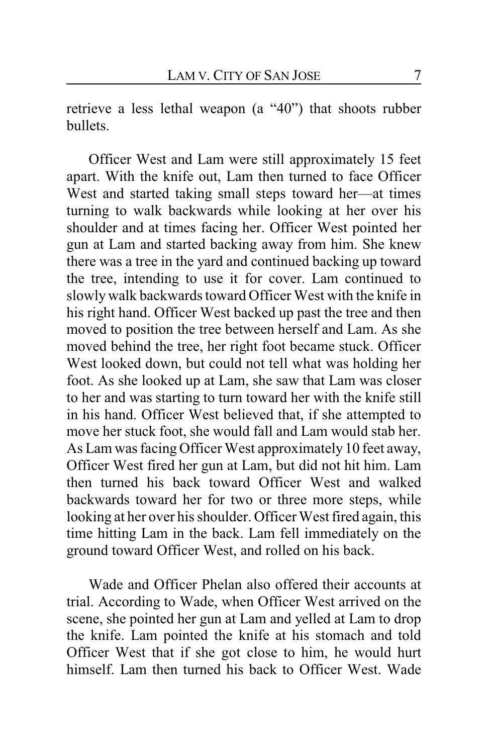retrieve a less lethal weapon (a "40") that shoots rubber bullets.

Officer West and Lam were still approximately 15 feet apart. With the knife out, Lam then turned to face Officer West and started taking small steps toward her—at times turning to walk backwards while looking at her over his shoulder and at times facing her. Officer West pointed her gun at Lam and started backing away from him. She knew there was a tree in the yard and continued backing up toward the tree, intending to use it for cover. Lam continued to slowly walk backwards toward Officer West with the knife in his right hand. Officer West backed up past the tree and then moved to position the tree between herself and Lam. As she moved behind the tree, her right foot became stuck. Officer West looked down, but could not tell what was holding her foot. As she looked up at Lam, she saw that Lam was closer to her and was starting to turn toward her with the knife still in his hand. Officer West believed that, if she attempted to move her stuck foot, she would fall and Lam would stab her. As Lam was facing Officer West approximately 10 feet away, Officer West fired her gun at Lam, but did not hit him. Lam then turned his back toward Officer West and walked backwards toward her for two or three more steps, while looking at her over his shoulder. Officer West fired again, this time hitting Lam in the back. Lam fell immediately on the ground toward Officer West, and rolled on his back.

Wade and Officer Phelan also offered their accounts at trial. According to Wade, when Officer West arrived on the scene, she pointed her gun at Lam and yelled at Lam to drop the knife. Lam pointed the knife at his stomach and told Officer West that if she got close to him, he would hurt himself. Lam then turned his back to Officer West. Wade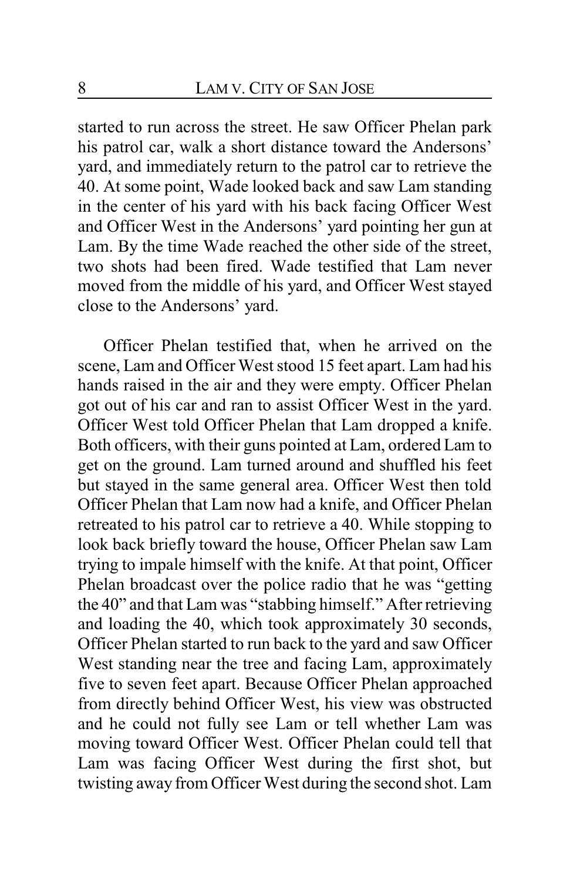started to run across the street. He saw Officer Phelan park his patrol car, walk a short distance toward the Andersons' yard, and immediately return to the patrol car to retrieve the 40. At some point, Wade looked back and saw Lam standing in the center of his yard with his back facing Officer West and Officer West in the Andersons' yard pointing her gun at Lam. By the time Wade reached the other side of the street, two shots had been fired. Wade testified that Lam never moved from the middle of his yard, and Officer West stayed close to the Andersons' yard.

Officer Phelan testified that, when he arrived on the scene, Lam and Officer West stood 15 feet apart. Lam had his hands raised in the air and they were empty. Officer Phelan got out of his car and ran to assist Officer West in the yard. Officer West told Officer Phelan that Lam dropped a knife. Both officers, with their guns pointed at Lam, ordered Lam to get on the ground. Lam turned around and shuffled his feet but stayed in the same general area. Officer West then told Officer Phelan that Lam now had a knife, and Officer Phelan retreated to his patrol car to retrieve a 40. While stopping to look back briefly toward the house, Officer Phelan saw Lam trying to impale himself with the knife. At that point, Officer Phelan broadcast over the police radio that he was "getting the 40" and that Lam was "stabbing himself." After retrieving and loading the 40, which took approximately 30 seconds, Officer Phelan started to run back to the yard and saw Officer West standing near the tree and facing Lam, approximately five to seven feet apart. Because Officer Phelan approached from directly behind Officer West, his view was obstructed and he could not fully see Lam or tell whether Lam was moving toward Officer West. Officer Phelan could tell that Lam was facing Officer West during the first shot, but twisting away from Officer West during the second shot. Lam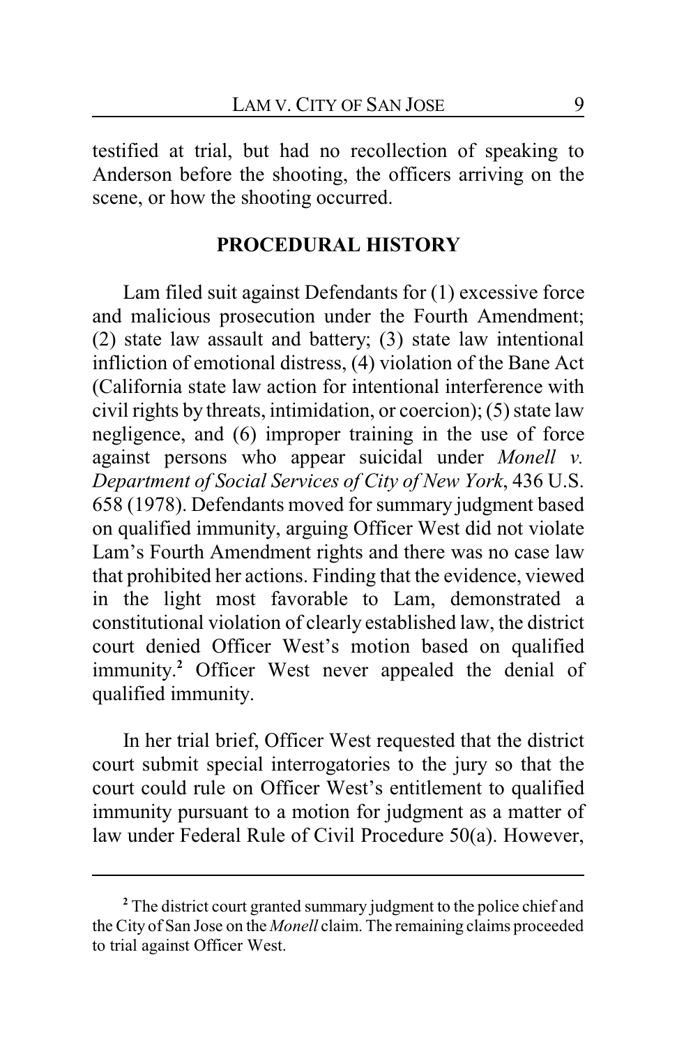testified at trial, but had no recollection of speaking to Anderson before the shooting, the officers arriving on the scene, or how the shooting occurred.

## PROCEDURAL HISTORY

Lam filed suit against Defendants for (1) excessive force and malicious prosecution under the Fourth Amendment; (2) state law assault and battery; (3) state law intentional infliction of emotional distress, (4) violation of the Bane Act (California state law action for intentional interference with civil rights by threats, intimidation, or coercion); (5) state law negligence, and (6) improper training in the use of force against persons who appear suicidal under *Monell v. Department of Social Services of City of New York*, 436 U.S. 658 (1978). Defendants moved for summary judgment based on qualified immunity, arguing Officer West did not violate Lam's Fourth Amendment rights and there was no case law that prohibited her actions. Finding that the evidence, viewed in the light most favorable to Lam, demonstrated a constitutional violation of clearly established law, the district court denied Officer West's motion based on qualified immunity.[2] Officer West never appealed the denial of qualified immunity.

In her trial brief, Officer West requested that the district court submit special interrogatories to the jury so that the court could rule on Officer West's entitlement to qualified immunity pursuant to a motion for judgment as a matter of law under Federal Rule of Civil Procedure 50(a). However,

---

[2] The district court granted summary judgment to the police chief and the City of San Jose on the *Monell* claim. The remaining claims proceeded to trial against Officer West.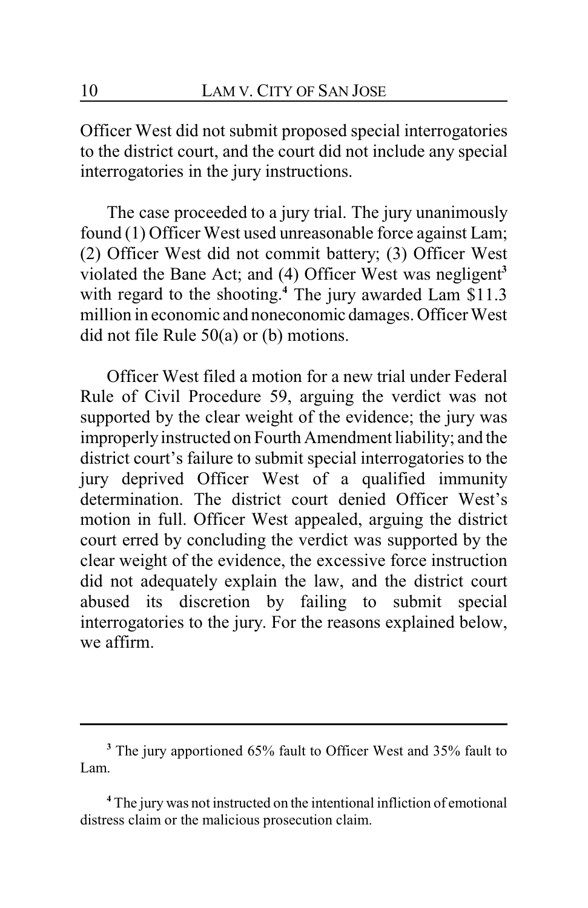Officer West did not submit proposed special interrogatories to the district court, and the court did not include any special interrogatories in the jury instructions.

The case proceeded to a jury trial. The jury unanimously found (1) Officer West used unreasonable force against Lam; (2) Officer West did not commit battery; (3) Officer West violated the Bane Act; and (4) Officer West was negligent[3] with regard to the shooting.[4] The jury awarded Lam $11.3 million in economic and noneconomic damages. Officer West did not file Rule 50(a) or (b) motions.

Officer West filed a motion for a new trial under Federal Rule of Civil Procedure 59, arguing the verdict was not supported by the clear weight of the evidence; the jury was improperly instructed on Fourth Amendment liability; and the district court's failure to submit special interrogatories to the jury deprived Officer West of a qualified immunity determination. The district court denied Officer West's motion in full. Officer West appealed, arguing the district court erred by concluding the verdict was supported by the clear weight of the evidence, the excessive force instruction did not adequately explain the law, and the district court abused its discretion by failing to submit special interrogatories to the jury. For the reasons explained below, we affirm.

---

[3] The jury apportioned 65% fault to Officer West and 35% fault to Lam.

[4] The jury was not instructed on the intentional infliction of emotional distress claim or the malicious prosecution claim.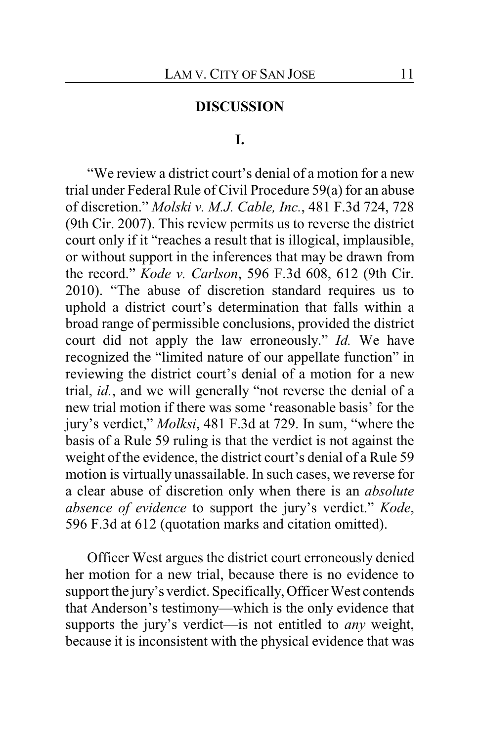## DISCUSSION

### I.

"We review a district court's denial of a motion for a new trial under Federal Rule of Civil Procedure 59(a) for an abuse of discretion." *Molski v. M.J. Cable, Inc.*, 481 F.3d 724, 728 (9th Cir. 2007). This review permits us to reverse the district court only if it "reaches a result that is illogical, implausible, or without support in the inferences that may be drawn from the record." *Kode v. Carlson*, 596 F.3d 608, 612 (9th Cir. 2010). "The abuse of discretion standard requires us to uphold a district court's determination that falls within a broad range of permissible conclusions, provided the district court did not apply the law erroneously." *Id.* We have recognized the "limited nature of our appellate function" in reviewing the district court's denial of a motion for a new trial, *id.*, and we will generally "not reverse the denial of a new trial motion if there was some 'reasonable basis' for the jury's verdict," *Molksi*, 481 F.3d at 729. In sum, "where the basis of a Rule 59 ruling is that the verdict is not against the weight of the evidence, the district court's denial of a Rule 59 motion is virtually unassailable. In such cases, we reverse for a clear abuse of discretion only when there is an *absolute absence of evidence* to support the jury's verdict." *Kode*, 596 F.3d at 612 (quotation marks and citation omitted).

Officer West argues the district court erroneously denied her motion for a new trial, because there is no evidence to support the jury's verdict. Specifically, Officer West contends that Anderson's testimony—which is the only evidence that supports the jury's verdict—is not entitled to *any* weight, because it is inconsistent with the physical evidence that was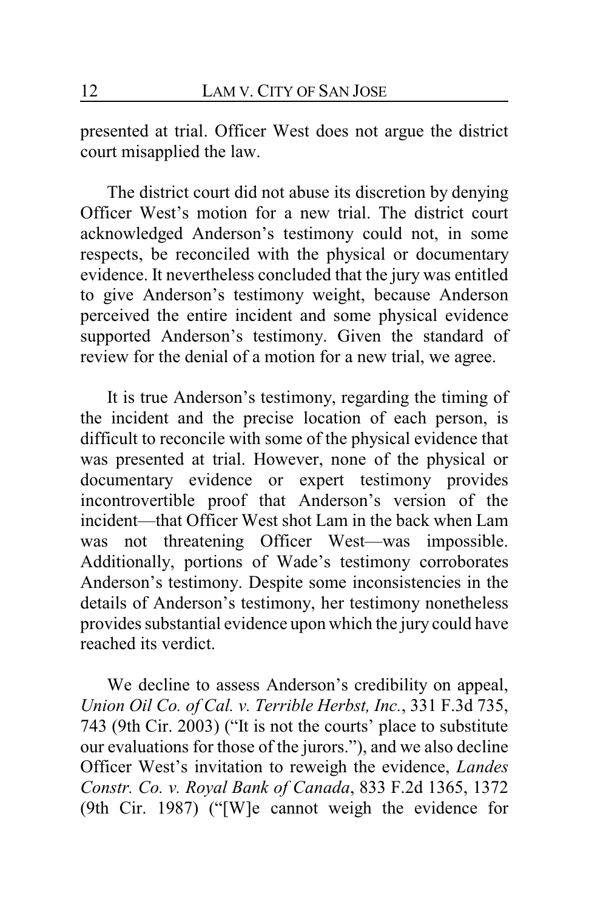presented at trial. Officer West does not argue the district court misapplied the law.

The district court did not abuse its discretion by denying Officer West's motion for a new trial. The district court acknowledged Anderson's testimony could not, in some respects, be reconciled with the physical or documentary evidence. It nevertheless concluded that the jury was entitled to give Anderson's testimony weight, because Anderson perceived the entire incident and some physical evidence supported Anderson's testimony. Given the standard of review for the denial of a motion for a new trial, we agree.

It is true Anderson's testimony, regarding the timing of the incident and the precise location of each person, is difficult to reconcile with some of the physical evidence that was presented at trial. However, none of the physical or documentary evidence or expert testimony provides incontrovertible proof that Anderson's version of the incident—that Officer West shot Lam in the back when Lam was not threatening Officer West—was impossible. Additionally, portions of Wade's testimony corroborates Anderson's testimony. Despite some inconsistencies in the details of Anderson's testimony, her testimony nonetheless provides substantial evidence upon which the jury could have reached its verdict.

We decline to assess Anderson's credibility on appeal, *Union Oil Co. of Cal. v. Terrible Herbst, Inc.*, 331 F.3d 735, 743 (9th Cir. 2003) ("It is not the courts' place to substitute our evaluations for those of the jurors."), and we also decline Officer West's invitation to reweigh the evidence, *Landes Constr. Co. v. Royal Bank of Canada*, 833 F.2d 1365, 1372 (9th Cir. 1987) ("[W]e cannot weigh the evidence for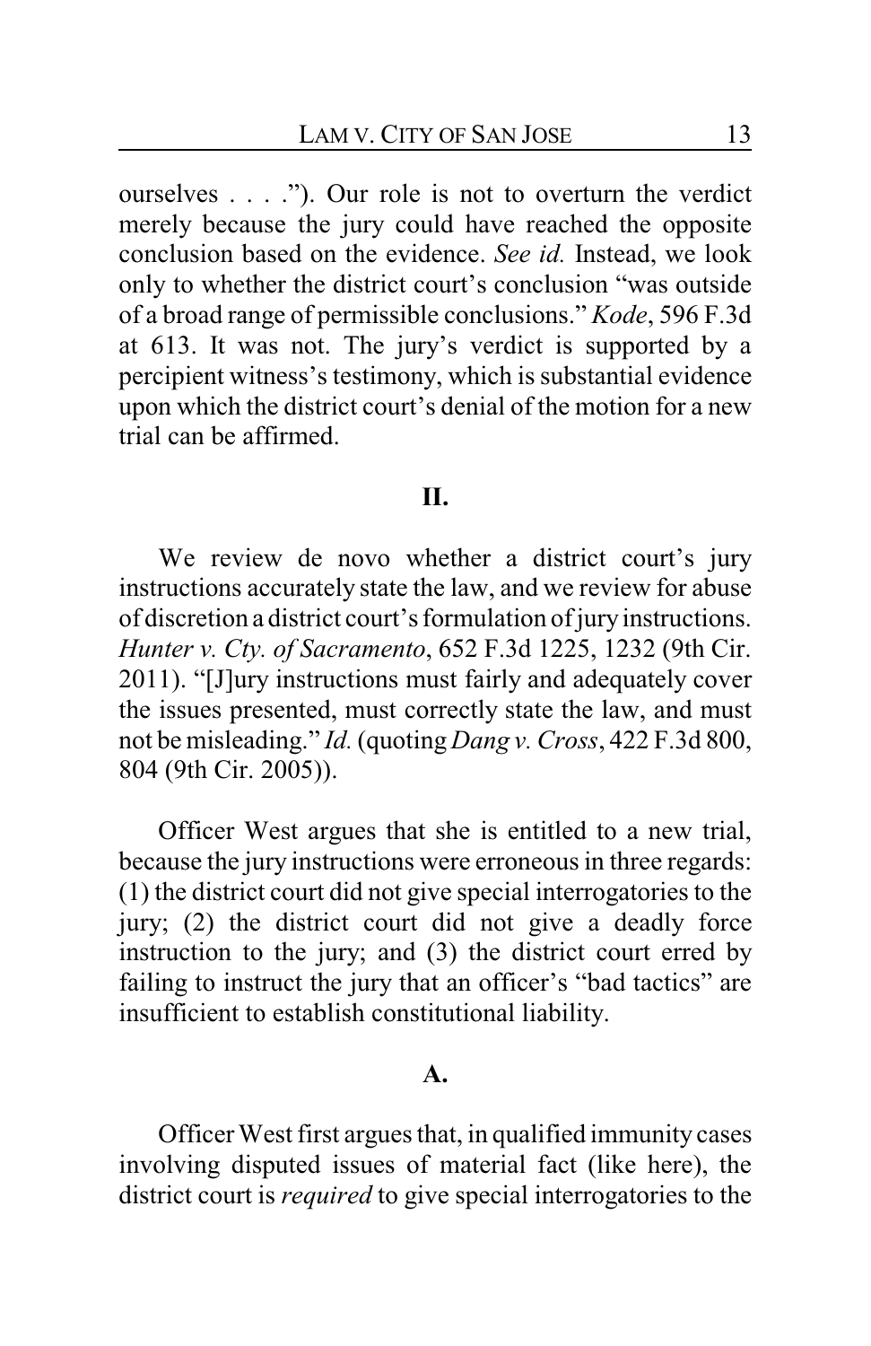ourselves . . . ."). Our role is not to overturn the verdict merely because the jury could have reached the opposite conclusion based on the evidence. *See id.* Instead, we look only to whether the district court's conclusion "was outside of a broad range of permissible conclusions." *Kode*, 596 F.3d at 613. It was not. The jury's verdict is supported by a percipient witness's testimony, which is substantial evidence upon which the district court's denial of the motion for a new trial can be affirmed.

## II.

We review de novo whether a district court's jury instructions accurately state the law, and we review for abuse of discretion a district court's formulation of jury instructions. *Hunter v. Cty. of Sacramento*, 652 F.3d 1225, 1232 (9th Cir. 2011). "[J]ury instructions must fairly and adequately cover the issues presented, must correctly state the law, and must not be misleading." *Id.* (quoting *Dang v. Cross*, 422 F.3d 800, 804 (9th Cir. 2005)).

Officer West argues that she is entitled to a new trial, because the jury instructions were erroneous in three regards: (1) the district court did not give special interrogatories to the jury; (2) the district court did not give a deadly force instruction to the jury; and (3) the district court erred by failing to instruct the jury that an officer's "bad tactics" are insufficient to establish constitutional liability.

### A.

Officer West first argues that, in qualified immunity cases involving disputed issues of material fact (like here), the district court is *required* to give special interrogatories to the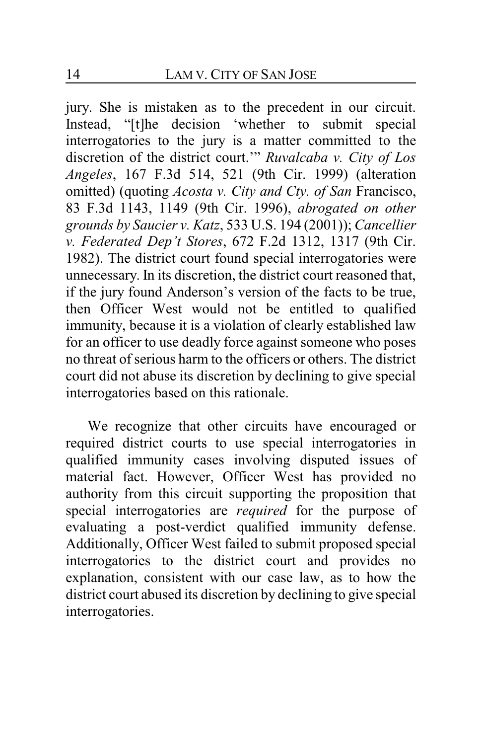jury. She is mistaken as to the precedent in our circuit. Instead, "[t]he decision 'whether to submit special interrogatories to the jury is a matter committed to the discretion of the district court.'" *Ruvalcaba v. City of Los Angeles*, 167 F.3d 514, 521 (9th Cir. 1999) (alteration omitted) (quoting *Acosta v. City and Cty. of San* Francisco, 83 F.3d 1143, 1149 (9th Cir. 1996), *abrogated on other grounds by Saucier v. Katz*, 533 U.S. 194 (2001)); *Cancellier v. Federated Dep't Stores*, 672 F.2d 1312, 1317 (9th Cir. 1982). The district court found special interrogatories were unnecessary. In its discretion, the district court reasoned that, if the jury found Anderson's version of the facts to be true, then Officer West would not be entitled to qualified immunity, because it is a violation of clearly established law for an officer to use deadly force against someone who poses no threat of serious harm to the officers or others. The district court did not abuse its discretion by declining to give special interrogatories based on this rationale.

We recognize that other circuits have encouraged or required district courts to use special interrogatories in qualified immunity cases involving disputed issues of material fact. However, Officer West has provided no authority from this circuit supporting the proposition that special interrogatories are *required* for the purpose of evaluating a post-verdict qualified immunity defense. Additionally, Officer West failed to submit proposed special interrogatories to the district court and provides no explanation, consistent with our case law, as to how the district court abused its discretion by declining to give special interrogatories.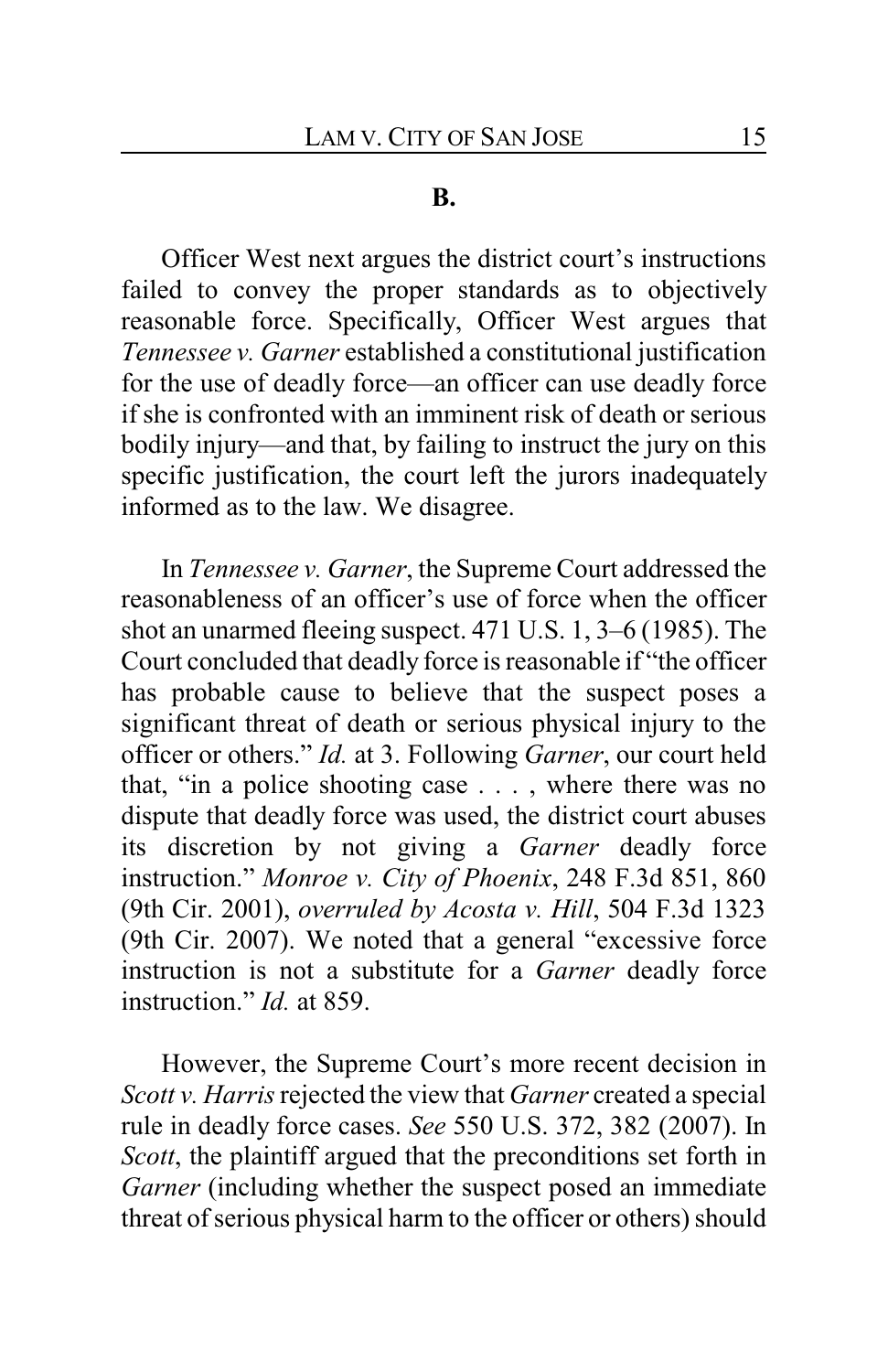**B.**

Officer West next argues the district court's instructions failed to convey the proper standards as to objectively reasonable force. Specifically, Officer West argues that *Tennessee v. Garner* established a constitutional justification for the use of deadly force—an officer can use deadly force if she is confronted with an imminent risk of death or serious bodily injury—and that, by failing to instruct the jury on this specific justification, the court left the jurors inadequately informed as to the law. We disagree.

In *Tennessee v. Garner*, the Supreme Court addressed the reasonableness of an officer's use of force when the officer shot an unarmed fleeing suspect. 471 U.S. 1, 3–6 (1985). The Court concluded that deadly force is reasonable if "the officer has probable cause to believe that the suspect poses a significant threat of death or serious physical injury to the officer or others." *Id.* at 3. Following *Garner*, our court held that, "in a police shooting case . . . , where there was no dispute that deadly force was used, the district court abuses its discretion by not giving a *Garner* deadly force instruction." *Monroe v. City of Phoenix*, 248 F.3d 851, 860 (9th Cir. 2001), *overruled by Acosta v. Hill*, 504 F.3d 1323 (9th Cir. 2007). We noted that a general "excessive force instruction is not a substitute for a *Garner* deadly force instruction." *Id.* at 859.

However, the Supreme Court's more recent decision in *Scott v. Harris* rejected the view that *Garner* created a special rule in deadly force cases. *See* 550 U.S. 372, 382 (2007). In *Scott*, the plaintiff argued that the preconditions set forth in *Garner* (including whether the suspect posed an immediate threat of serious physical harm to the officer or others) should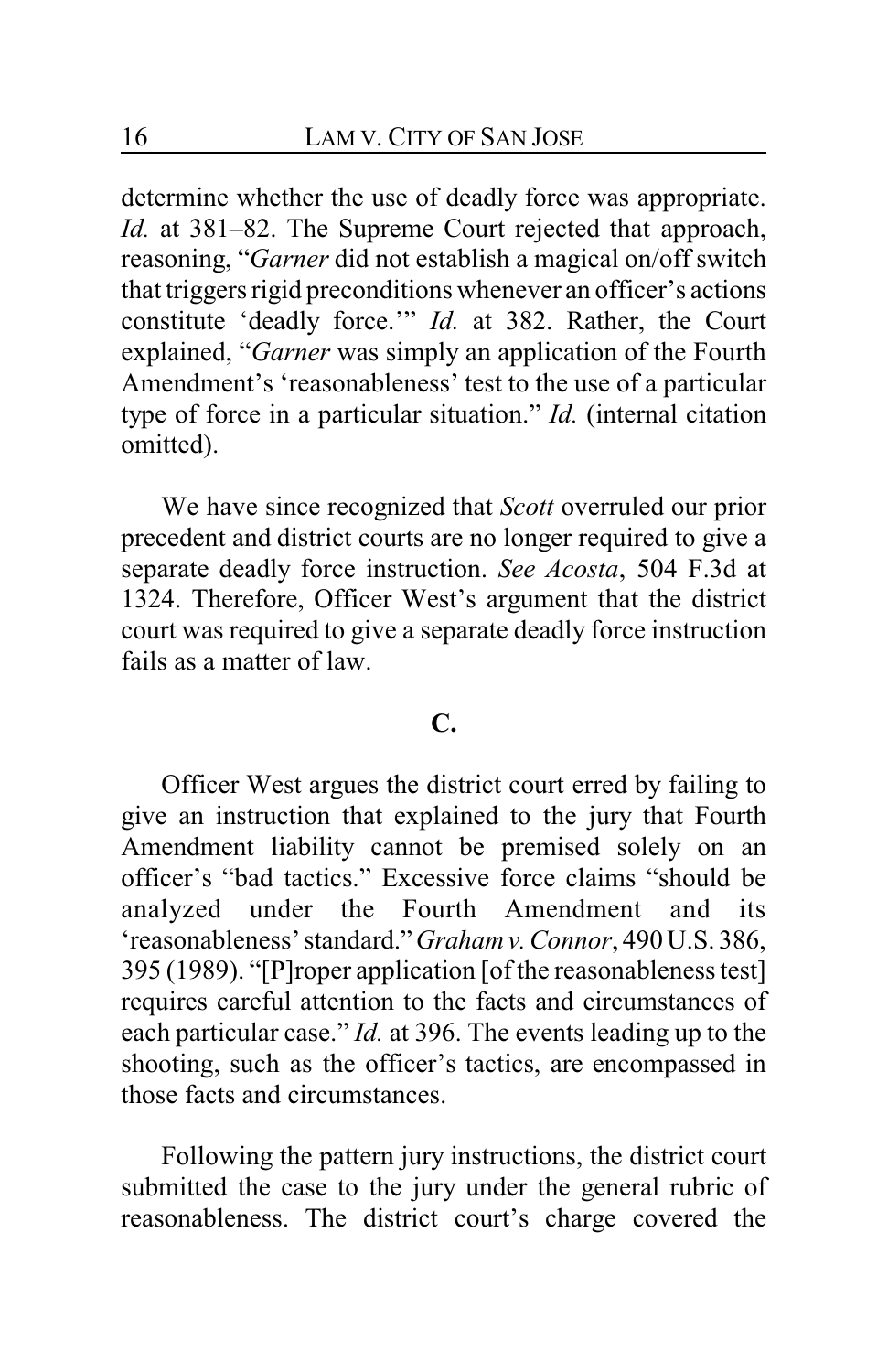determine whether the use of deadly force was appropriate. *Id.* at 381–82. The Supreme Court rejected that approach, reasoning, "*Garner* did not establish a magical on/off switch that triggers rigid preconditions whenever an officer's actions constitute 'deadly force.'" *Id.* at 382. Rather, the Court explained, "*Garner* was simply an application of the Fourth Amendment's 'reasonableness' test to the use of a particular type of force in a particular situation." *Id.* (internal citation omitted).

We have since recognized that *Scott* overruled our prior precedent and district courts are no longer required to give a separate deadly force instruction. *See Acosta*, 504 F.3d at 1324. Therefore, Officer West's argument that the district court was required to give a separate deadly force instruction fails as a matter of law.

### C.

Officer West argues the district court erred by failing to give an instruction that explained to the jury that Fourth Amendment liability cannot be premised solely on an officer's "bad tactics." Excessive force claims "should be analyzed under the Fourth Amendment and its 'reasonableness' standard." *Graham v. Connor*, 490 U.S. 386, 395 (1989). "[P]roper application [of the reasonableness test] requires careful attention to the facts and circumstances of each particular case." *Id.* at 396. The events leading up to the shooting, such as the officer's tactics, are encompassed in those facts and circumstances.

Following the pattern jury instructions, the district court submitted the case to the jury under the general rubric of reasonableness. The district court's charge covered the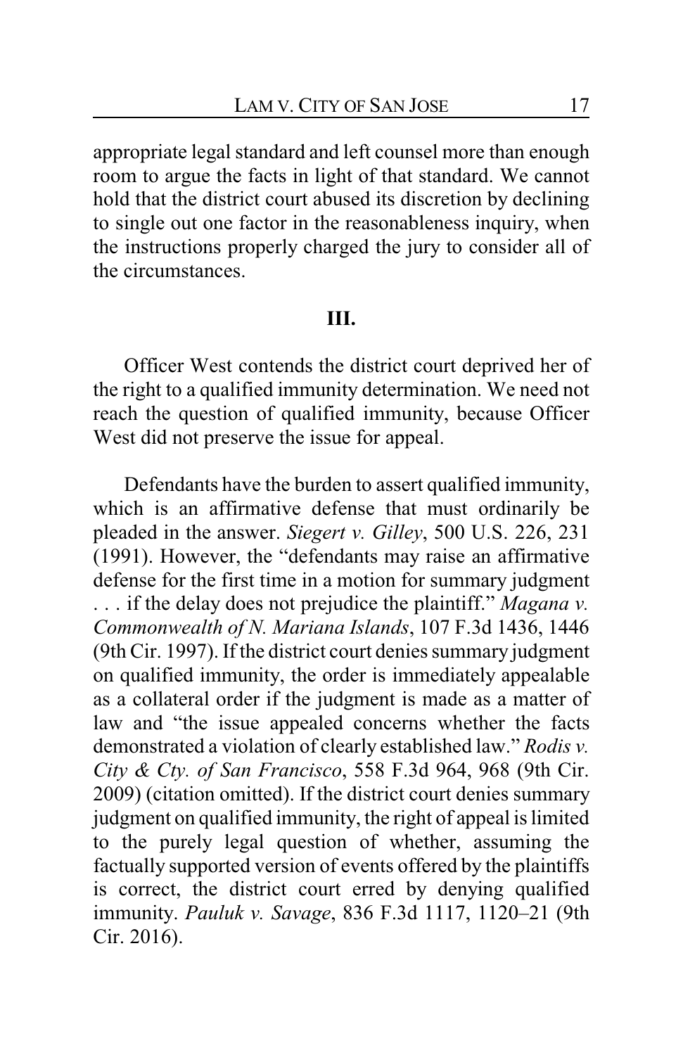appropriate legal standard and left counsel more than enough room to argue the facts in light of that standard. We cannot hold that the district court abused its discretion by declining to single out one factor in the reasonableness inquiry, when the instructions properly charged the jury to consider all of the circumstances.

## III.

Officer West contends the district court deprived her of the right to a qualified immunity determination. We need not reach the question of qualified immunity, because Officer West did not preserve the issue for appeal.

Defendants have the burden to assert qualified immunity, which is an affirmative defense that must ordinarily be pleaded in the answer. *Siegert v. Gilley*, 500 U.S. 226, 231 (1991). However, the "defendants may raise an affirmative defense for the first time in a motion for summary judgment . . . if the delay does not prejudice the plaintiff." *Magana v. Commonwealth of N. Mariana Islands*, 107 F.3d 1436, 1446 (9th Cir. 1997). If the district court denies summary judgment on qualified immunity, the order is immediately appealable as a collateral order if the judgment is made as a matter of law and "the issue appealed concerns whether the facts demonstrated a violation of clearly established law." *Rodis v. City & Cty. of San Francisco*, 558 F.3d 964, 968 (9th Cir. 2009) (citation omitted). If the district court denies summary judgment on qualified immunity, the right of appeal is limited to the purely legal question of whether, assuming the factually supported version of events offered by the plaintiffs is correct, the district court erred by denying qualified immunity. *Pauluk v. Savage*, 836 F.3d 1117, 1120–21 (9th Cir. 2016).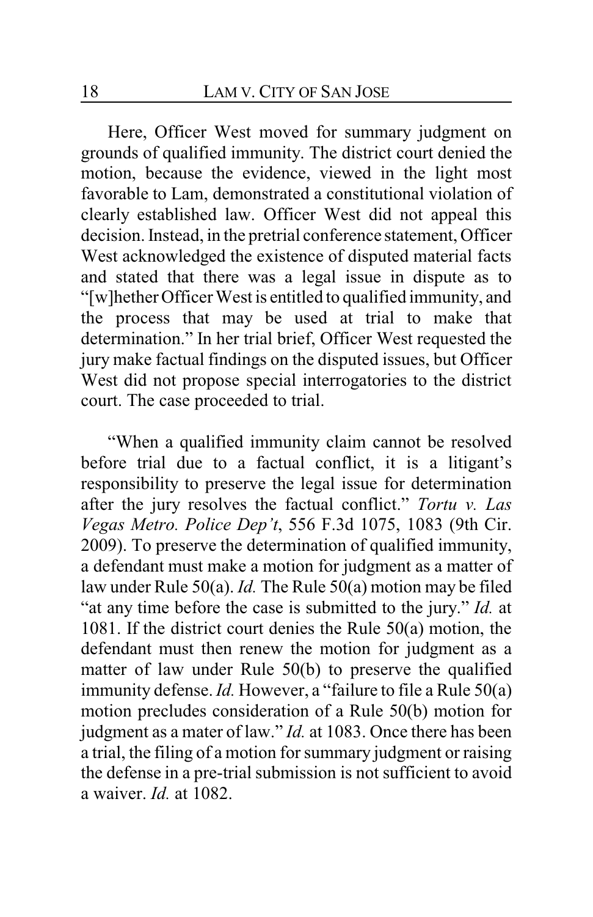Here, Officer West moved for summary judgment on grounds of qualified immunity. The district court denied the motion, because the evidence, viewed in the light most favorable to Lam, demonstrated a constitutional violation of clearly established law. Officer West did not appeal this decision. Instead, in the pretrial conference statement, Officer West acknowledged the existence of disputed material facts and stated that there was a legal issue in dispute as to "[w]hether Officer West is entitled to qualified immunity, and the process that may be used at trial to make that determination." In her trial brief, Officer West requested the jury make factual findings on the disputed issues, but Officer West did not propose special interrogatories to the district court. The case proceeded to trial.

"When a qualified immunity claim cannot be resolved before trial due to a factual conflict, it is a litigant's responsibility to preserve the legal issue for determination after the jury resolves the factual conflict." *Tortu v. Las Vegas Metro. Police Dep't*, 556 F.3d 1075, 1083 (9th Cir. 2009). To preserve the determination of qualified immunity, a defendant must make a motion for judgment as a matter of law under Rule 50(a). *Id.* The Rule 50(a) motion may be filed "at any time before the case is submitted to the jury." *Id.* at 1081. If the district court denies the Rule 50(a) motion, the defendant must then renew the motion for judgment as a matter of law under Rule 50(b) to preserve the qualified immunity defense. *Id.* However, a "failure to file a Rule 50(a) motion precludes consideration of a Rule 50(b) motion for judgment as a mater of law." *Id.* at 1083. Once there has been a trial, the filing of a motion for summary judgment or raising the defense in a pre-trial submission is not sufficient to avoid a waiver. *Id.* at 1082.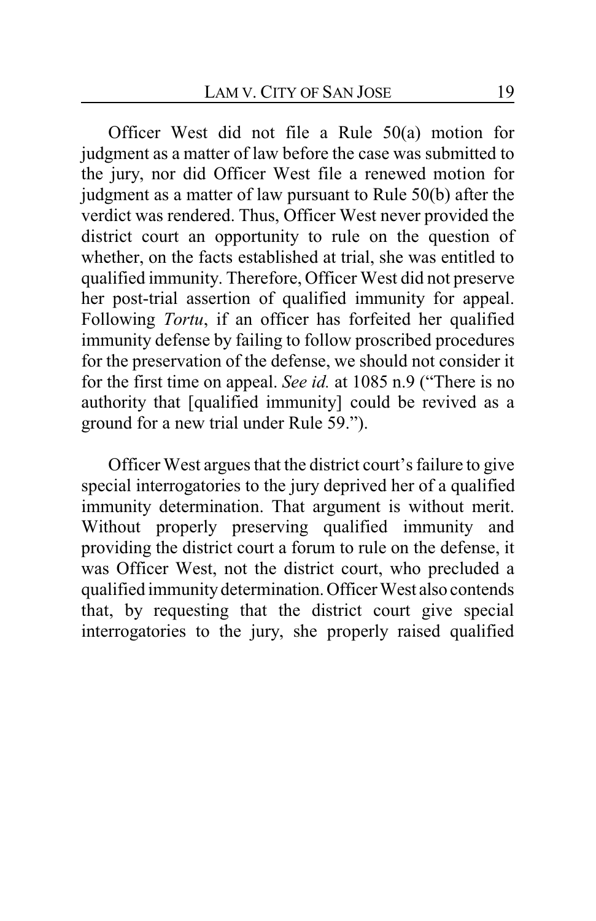Officer West did not file a Rule 50(a) motion for judgment as a matter of law before the case was submitted to the jury, nor did Officer West file a renewed motion for judgment as a matter of law pursuant to Rule 50(b) after the verdict was rendered. Thus, Officer West never provided the district court an opportunity to rule on the question of whether, on the facts established at trial, she was entitled to qualified immunity. Therefore, Officer West did not preserve her post-trial assertion of qualified immunity for appeal. Following *Tortu*, if an officer has forfeited her qualified immunity defense by failing to follow proscribed procedures for the preservation of the defense, we should not consider it for the first time on appeal. *See id.* at 1085 n.9 ("There is no authority that [qualified immunity] could be revived as a ground for a new trial under Rule 59.").

Officer West argues that the district court's failure to give special interrogatories to the jury deprived her of a qualified immunity determination. That argument is without merit. Without properly preserving qualified immunity and providing the district court a forum to rule on the defense, it was Officer West, not the district court, who precluded a qualified immunity determination. Officer West also contends that, by requesting that the district court give special interrogatories to the jury, she properly raised qualified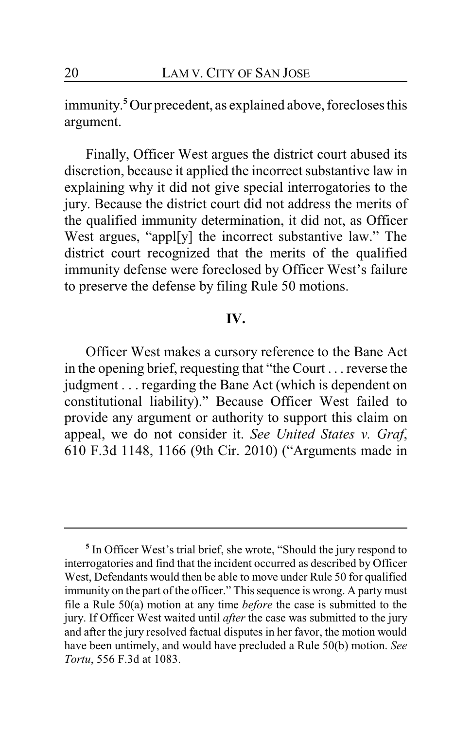immunity.[5] Our precedent, as explained above, forecloses this argument.

Finally, Officer West argues the district court abused its discretion, because it applied the incorrect substantive law in explaining why it did not give special interrogatories to the jury. Because the district court did not address the merits of the qualified immunity determination, it did not, as Officer West argues, "appl[y] the incorrect substantive law." The district court recognized that the merits of the qualified immunity defense were foreclosed by Officer West's failure to preserve the defense by filing Rule 50 motions.

## IV.

Officer West makes a cursory reference to the Bane Act in the opening brief, requesting that "the Court . . . reverse the judgment . . . regarding the Bane Act (which is dependent on constitutional liability)." Because Officer West failed to provide any argument or authority to support this claim on appeal, we do not consider it. *See United States v. Graf*, 610 F.3d 1148, 1166 (9th Cir. 2010) ("Arguments made in

---

[5] In Officer West's trial brief, she wrote, "Should the jury respond to interrogatories and find that the incident occurred as described by Officer West, Defendants would then be able to move under Rule 50 for qualified immunity on the part of the officer." This sequence is wrong. A party must file a Rule 50(a) motion at any time *before* the case is submitted to the jury. If Officer West waited until *after* the case was submitted to the jury and after the jury resolved factual disputes in her favor, the motion would have been untimely, and would have precluded a Rule 50(b) motion. *See Tortu*, 556 F.3d at 1083.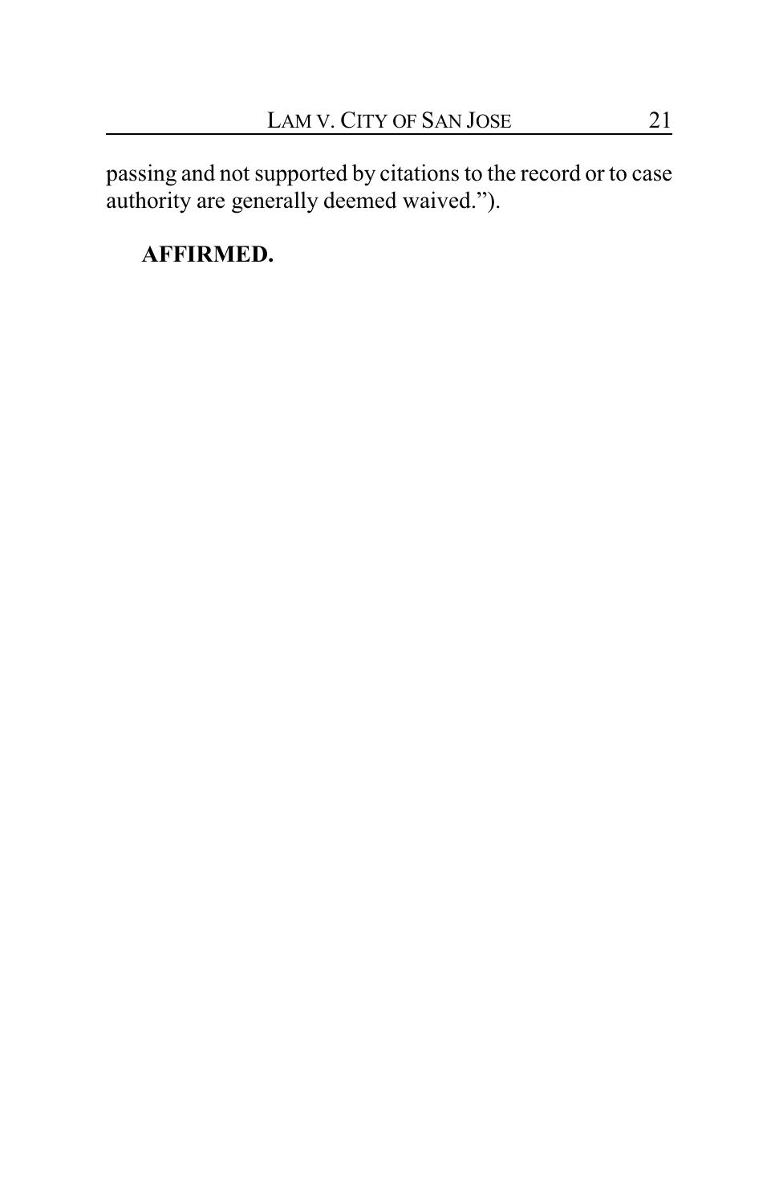passing and not supported by citations to the record or to case authority are generally deemed waived.").

**AFFIRMED.**